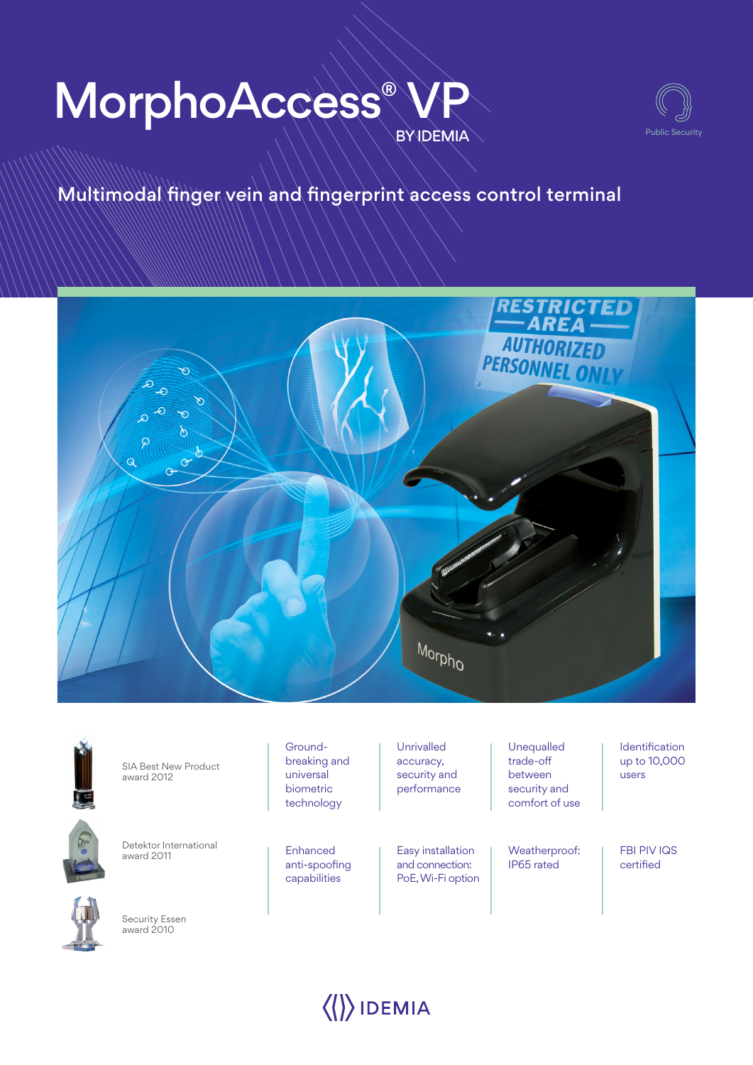# MorphoAccess® VP

BY IDEMIA

Public Security

## Multimodal finger vein and fingerprint access control terminal

SIA Best New Product award 2012

Detektor International award 2011

Security Essen award 2010

- Ground-breaking and universal biometric technology
- Unrivalled accuracy, security and performance
- Unequalled trade-off between security and comfort of use
- Identification up to 10,000 users
- Enhanced anti-spoofing capabilities
- Easy installation and connection: PoE, Wi-Fi option
- Weatherproof: IP65 rated
- FBI PIV IQS certified

IDEMIA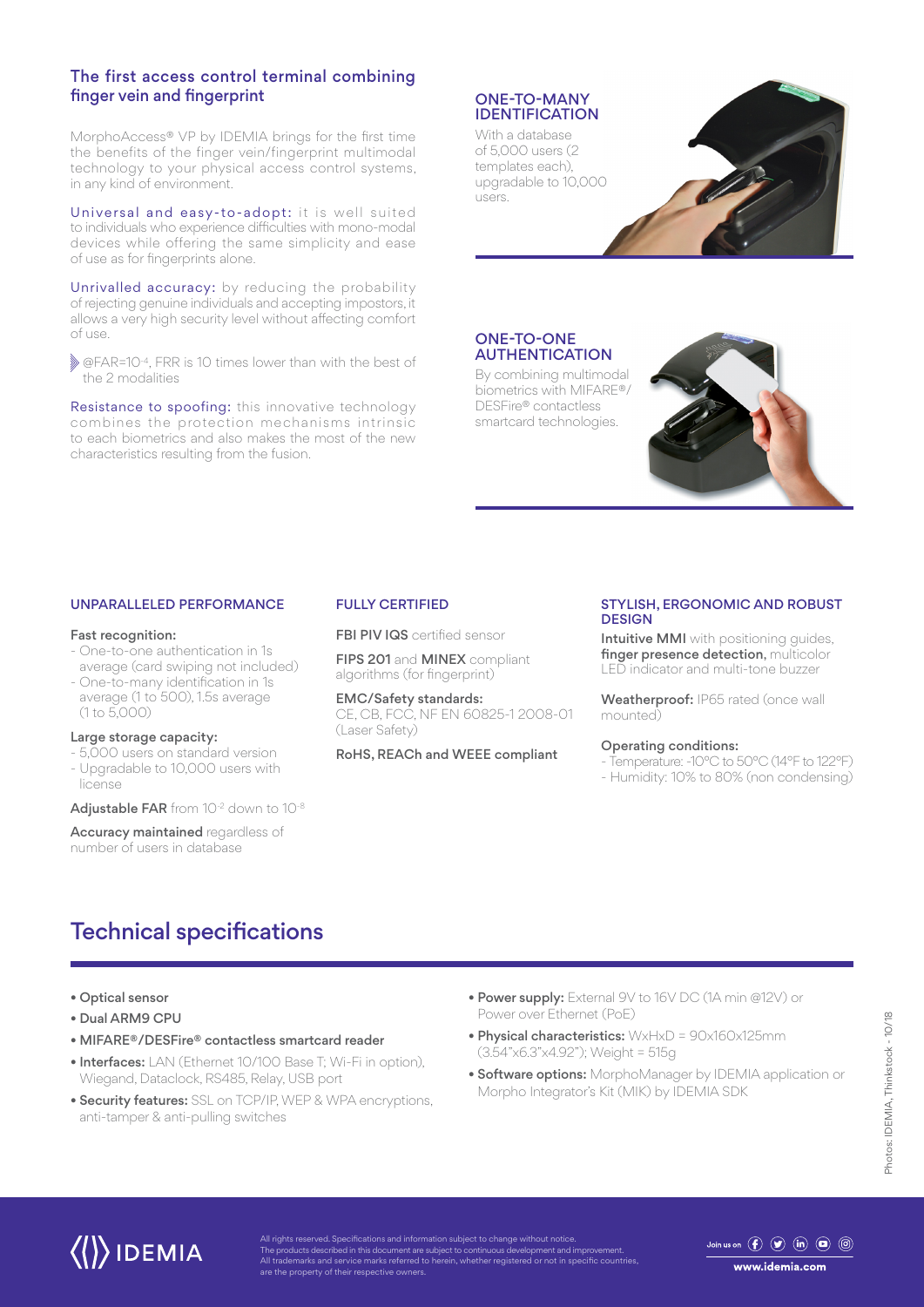## The first access control terminal combining finger vein and fingerprint

MorphoAccess® VP by IDEMIA brings for the first time the benefits of the finger vein/fingerprint multimodal technology to your physical access control systems, in any kind of environment.

Universal and easy-to-adopt: it is well suited to individuals who experience difficulties with mono-modal devices while offering the same simplicity and ease of use as for fingerprints alone.

Unrivalled accuracy: by reducing the probability of rejecting genuine individuals and accepting impostors, it allows a very high security level without affecting comfort of use.

- @FAR=$10^{-4}$, FRR is 10 times lower than with the best of the 2 modalities

Resistance to spoofing: this innovative technology combines the protection mechanisms intrinsic to each biometrics and also makes the most of the new characteristics resulting from the fusion.

### ONE-TO-MANY IDENTIFICATION

With a database of 5,000 users (2 templates each), upgradable to 10,000 users.

### ONE-TO-ONE AUTHENTICATION

By combining multimodal biometrics with MIFARE®/ DESFire® contactless smartcard technologies.

### UNPARALLELED PERFORMANCE

**Fast recognition:**
- One-to-one authentication in 1s average (card swiping not included)
- One-to-many identification in 1s average (1 to 500), 1.5s average (1 to 5,000)

**Large storage capacity:**
- 5,000 users on standard version
- Upgradable to 10,000 users with license

**Adjustable FAR** from $10^{-2}$ down to $10^{-8}$

**Accuracy maintained** regardless of number of users in database

### FULLY CERTIFIED

**FBI PIV IQS** certified sensor

**FIPS 201** and **MINEX** compliant algorithms (for fingerprint)

**EMC/Safety standards:**
CE, CB, FCC, NF EN 60825-1 2008-01 (Laser Safety)

**RoHS, REACh and WEEE compliant**

### STYLISH, ERGONOMIC AND ROBUST DESIGN

**Intuitive MMI** with positioning guides, **finger presence detection,** multicolor LED indicator and multi-tone buzzer

**Weatherproof:** IP65 rated (once wall mounted)

**Operating conditions:**
- Temperature: -10°C to 50°C (14°F to 122°F)
- Humidity: 10% to 80% (non condensing)

## Technical specifications

- **Optical sensor**
- **Dual ARM9 CPU**
- **MIFARE®/DESFire® contactless smartcard reader**
- **Interfaces:** LAN (Ethernet 10/100 Base T; Wi-Fi in option), Wiegand, Dataclock, RS485, Relay, USB port
- **Security features:** SSL on TCP/IP, WEP & WPA encryptions, anti-tamper & anti-pulling switches
- **Power supply:** External 9V to 16V DC (1A min @12V) or Power over Ethernet (PoE)
- **Physical characteristics:** WxHxD = 90x160x125mm (3.54"x6.3"x4.92"); Weight = 515g
- **Software options:** MorphoManager by IDEMIA application or Morpho Integrator's Kit (MIK) by IDEMIA SDK

Photos: IDEMIA, Thinkstock - 10/18

IDEMIA

All rights reserved. Specifications and information subject to change without notice.
The products described in this document are subject to continuous development and improvement.
All trademarks and service marks referred to herein, whether registered or not in specific countries, are the property of their respective owners.

Join us on

www.idemia.com